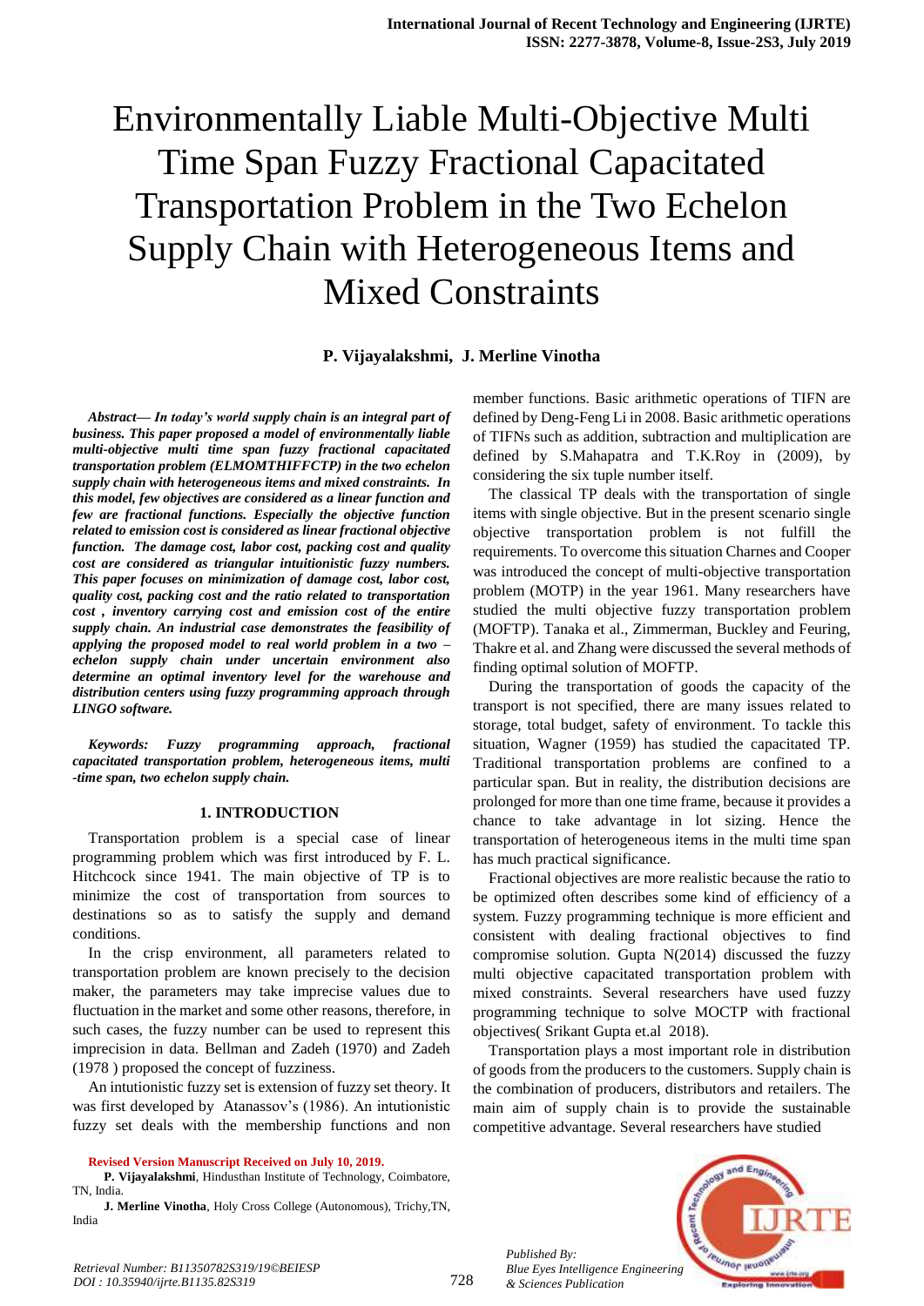# Environmentally Liable Multi-Objective Multi Time Span Fuzzy Fractional Capacitated Transportation Problem in the Two Echelon Supply Chain with Heterogeneous Items and Mixed Constraints

**P. Vijayalakshmi, J. Merline Vinotha**

***Abstract— In today's world supply chain is an integral part of business. This paper proposed a model of environmentally liable multi-objective multi time span fuzzy fractional capacitated transportation problem (ELMOMTHIFFCTP) in the two echelon supply chain with heterogeneous items and mixed constraints. In this model, few objectives are considered as a linear function and few are fractional functions. Especially the objective function related to emission cost is considered as linear fractional objective function. The damage cost, labor cost, packing cost and quality cost are considered as triangular intuitionistic fuzzy numbers. This paper focuses on minimization of damage cost, labor cost, quality cost, packing cost and the ratio related to transportation cost , inventory carrying cost and emission cost of the entire supply chain. An industrial case demonstrates the feasibility of applying the proposed model to real world problem in a two – echelon supply chain under uncertain environment also determine an optimal inventory level for the warehouse and distribution centers using fuzzy programming approach through LINGO software.***

***Keywords: Fuzzy programming approach, fractional capacitated transportation problem, heterogeneous items, multi -time span, two echelon supply chain.***

## 1. INTRODUCTION

Transportation problem is a special case of linear programming problem which was first introduced by F. L. Hitchcock since 1941. The main objective of TP is to minimize the cost of transportation from sources to destinations so as to satisfy the supply and demand conditions.

In the crisp environment, all parameters related to transportation problem are known precisely to the decision maker, the parameters may take imprecise values due to fluctuation in the market and some other reasons, therefore, in such cases, the fuzzy number can be used to represent this imprecision in data. Bellman and Zadeh (1970) and Zadeh (1978 ) proposed the concept of fuzziness.

An intutionistic fuzzy set is extension of fuzzy set theory. It was first developed by Atanassov's (1986). An intutionistic fuzzy set deals with the membership functions and non member functions. Basic arithmetic operations of TIFN are defined by Deng-Feng Li in 2008. Basic arithmetic operations of TIFNs such as addition, subtraction and multiplication are defined by S.Mahapatra and T.K.Roy in (2009), by considering the six tuple number itself.

The classical TP deals with the transportation of single items with single objective. But in the present scenario single objective transportation problem is not fulfill the requirements. To overcome this situation Charnes and Cooper was introduced the concept of multi-objective transportation problem (MOTP) in the year 1961. Many researchers have studied the multi objective fuzzy transportation problem (MOFTP). Tanaka et al., Zimmerman, Buckley and Feuring, Thakre et al. and Zhang were discussed the several methods of finding optimal solution of MOFTP.

During the transportation of goods the capacity of the transport is not specified, there are many issues related to storage, total budget, safety of environment. To tackle this situation, Wagner (1959) has studied the capacitated TP. Traditional transportation problems are confined to a particular span. But in reality, the distribution decisions are prolonged for more than one time frame, because it provides a chance to take advantage in lot sizing. Hence the transportation of heterogeneous items in the multi time span has much practical significance.

Fractional objectives are more realistic because the ratio to be optimized often describes some kind of efficiency of a system. Fuzzy programming technique is more efficient and consistent with dealing fractional objectives to find compromise solution. Gupta N(2014) discussed the fuzzy multi objective capacitated transportation problem with mixed constraints. Several researchers have used fuzzy programming technique to solve MOCTP with fractional objectives( Srikant Gupta et.al 2018).

Transportation plays a most important role in distribution of goods from the producers to the customers. Supply chain is the combination of producers, distributors and retailers. The main aim of supply chain is to provide the sustainable competitive advantage. Several researchers have studied

**Revised Version Manuscript Received on July 10, 2019.**

**P. Vijayalakshmi**, Hindusthan Institute of Technology, Coimbatore, TN, India.

**J. Merline Vinotha**, Holy Cross College (Autonomous), Trichy,TN, India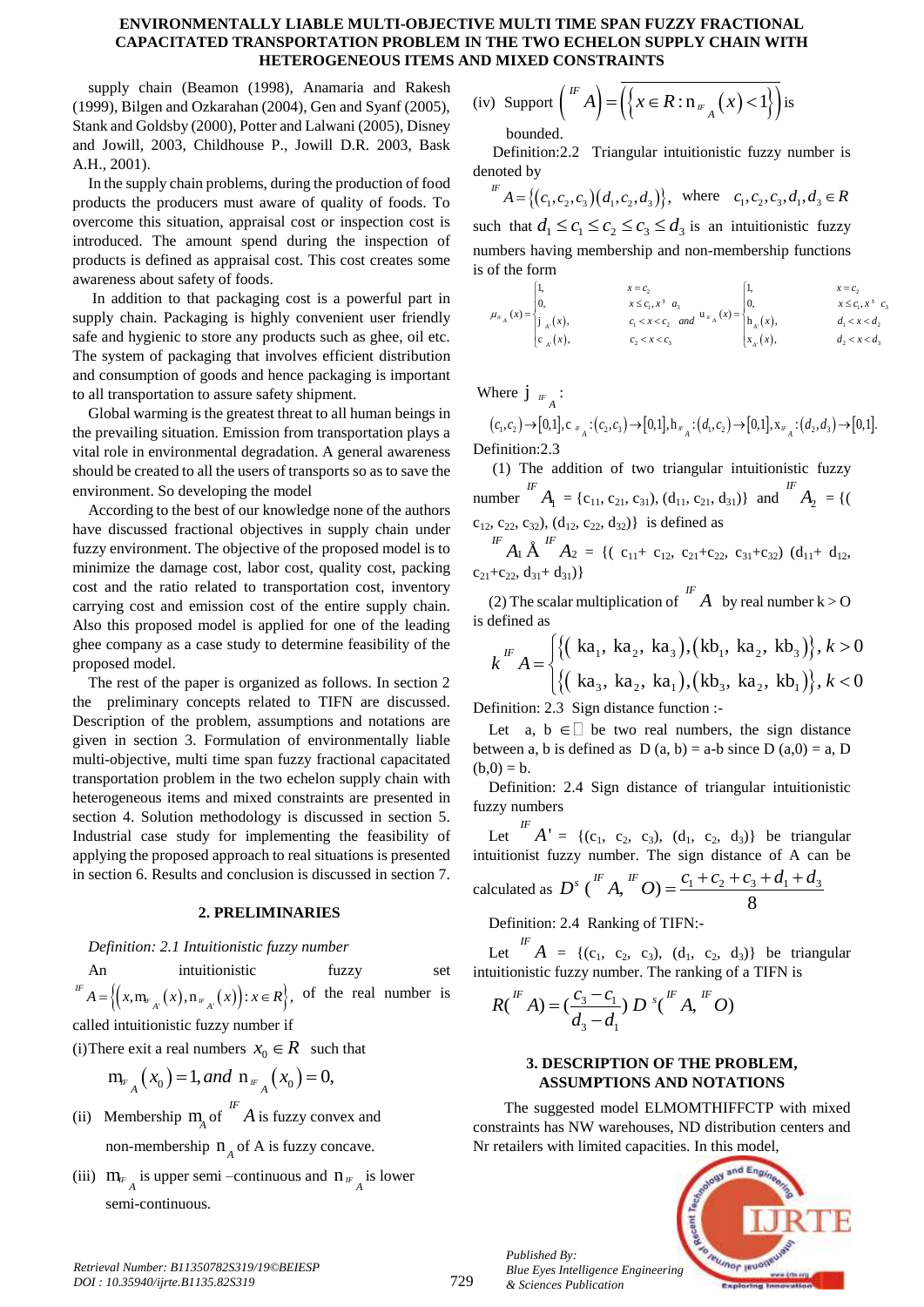supply chain (Beamon (1998), Anamaria and Rakesh (1999), Bilgen and Ozkarahan (2004), Gen and Syanf (2005), Stank and Goldsby (2000), Potter and Lalwani (2005), Disney and Jowill, 2003, Childhouse P., Jowill D.R. 2003, Bask A.H., 2001).

In the supply chain problems, during the production of food products the producers must aware of quality of foods. To overcome this situation, appraisal cost or inspection cost is introduced. The amount spend during the inspection of products is defined as appraisal cost. This cost creates some awareness about safety of foods.

In addition to that packaging cost is a powerful part in supply chain. Packaging is highly convenient user friendly safe and hygienic to store any products such as ghee, oil etc. The system of packaging that involves efficient distribution and consumption of goods and hence packaging is important to all transportation to assure safety shipment.

Global warming is the greatest threat to all human beings in the prevailing situation. Emission from transportation plays a vital role in environmental degradation. A general awareness should be created to all the users of transports so as to save the environment. So developing the model

According to the best of our knowledge none of the authors have discussed fractional objectives in supply chain under fuzzy environment. The objective of the proposed model is to minimize the damage cost, labor cost, quality cost, packing cost and the ratio related to transportation cost, inventory carrying cost and emission cost of the entire supply chain. Also this proposed model is applied for one of the leading ghee company as a case study to determine feasibility of the proposed model.

The rest of the paper is organized as follows. In section 2 the preliminary concepts related to TIFN are discussed. Description of the problem, assumptions and notations are given in section 3. Formulation of environmentally liable multi-objective, multi time span fuzzy fractional capacitated transportation problem in the two echelon supply chain with heterogeneous items and mixed constraints are presented in section 4. Solution methodology is discussed in section 5. Industrial case study for implementing the feasibility of applying the proposed approach to real situations is presented in section 6. Results and conclusion is discussed in section 7.

## 2. PRELIMINARIES

*Definition: 2.1 Intuitionistic fuzzy number*

An intuitionistic fuzzy set ${}^{IF}A = \left\{\left(x, \mu_{{}^{IF}A}(x), \nu_{{}^{IF}A}(x)\right) : x \in R\right\}$, of the real number is called intuitionistic fuzzy number if

(i) There exit a real numbers $x_0 \in R$ such that

$$\mu_{{}^{IF}A}(x_0) = 1, \text{and } \nu_{{}^{IF}A}(x_0) = 0,$$

(ii) Membership $\mu_A$ of ${}^{IF}A$ is fuzzy convex and non-membership $\nu_A$ of A is fuzzy concave.

(iii) $\mu_{{}^{IF}A}$ is upper semi –continuous and $\nu_{{}^{IF}A}$ is lower semi-continuous.

(iv) Support $\left({}^{IF}A\right) = \overline{\left(\left\{x \in R : \nu_{{}^{IF}A}(x) < 1\right\}\right)}$ is bounded.

Definition:2.2 Triangular intuitionistic fuzzy number is denoted by

${}^{IF}A = \{(c_1, c_2, c_3)(d_1, c_2, d_3)\}$, where $c_1, c_2, c_3, d_1, d_3 \in R$ such that $d_1 \le c_1 \le c_2 \le c_3 \le d_3$ is an intuitionistic fuzzy numbers having membership and non-membership functions is of the form

$$\mu_{{}^{IF}A}(x) = \begin{cases} 1, & x = c_2 \\ 0, & x \le c_1, x^3 \ a_3 \\ \varphi_{{}^{IF}A}(x), & c_1 < x < c_2 \\ \chi_{{}^{IF}A}(x), & c_2 < x < c_3 \end{cases} \quad and \quad \upsilon_{{}^{IF}A}(x) = \begin{cases} 1, & x = c_2 \\ 0, & x \le c_1, x^3 \ c_3 \\ \eta_{{}^{IF}A}(x), & d_1 < x < d_2 \\ \xi_{{}^{IF}A}(x), & d_2 < x < d_3 \end{cases}$$

Where $\varphi_{{}^{IF}A}$:

$(c_1, c_2) \to [0,1], \chi_{{}^{IF}A} : (c_2, c_3) \to [0,1], \eta_{{}^{IF}A} : (d_1, c_2) \to [0,1], \xi_{{}^{IF}A} : (d_2, d_3) \to [0,1].$

Definition:2.3

(1) The addition of two triangular intuitionistic fuzzy number ${}^{IF}A_1$ = {$c_{11}$, $c_{21}$, $c_{31}$), ($d_{11}$, $c_{21}$, $d_{31}$)} and ${}^{IF}A_2$ = {($c_{12}$, $c_{22}$, $c_{32}$), ($d_{12}$, $c_{22}$, $d_{32}$)} is defined as

${}^{IF}A_1 \oplus {}^{IF}A_2$ = {( $c_{11}$+ $c_{12}$, $c_{21}$+$c_{22}$, $c_{31}$+$c_{32}$) ($d_{11}$+ $d_{12}$, $c_{21}$+$c_{22}$, $d_{31}$+ $d_{31}$)}

(2) The scalar multiplication of ${}^{IF}A$ by real number k > O is defined as

$$k\,{}^{IF}A = \begin{cases} \{(ka_1, ka_2, ka_3), (kb_1, ka_2, kb_3)\}, & k > 0 \\ \{(ka_3, ka_2, ka_1), (kb_3, ka_2, kb_1)\}, & k < 0 \end{cases}$$

Definition: 2.3 Sign distance function :-

Let a, b ∈ ℝ be two real numbers, the sign distance between a, b is defined as D (a, b) = a-b since D (a,0) = a, D (b,0) = b.

Definition: 2.4 Sign distance of triangular intuitionistic fuzzy numbers

Let ${}^{IF}A'$ = {($c_1$, $c_2$, $c_3$), ($d_1$, $c_2$, $d_3$)} be triangular intuitionist fuzzy number. The sign distance of A can be calculated as $D^s\left({}^{IF}A, {}^{IF}O\right) = \dfrac{c_1 + c_2 + c_3 + d_1 + d_3}{8}$

Definition: 2.4 Ranking of TIFN:-

Let ${}^{IF}A$ = {($c_1$, $c_2$, $c_3$), ($d_1$, $c_2$, $d_3$)} be triangular intuitionistic fuzzy number. The ranking of a TIFN is

$$R({}^{IF}A) = \left(\frac{c_3 - c_1}{d_3 - d_1}\right) D^s({}^{IF}A, {}^{IF}O)$$

## 3. DESCRIPTION OF THE PROBLEM, ASSUMPTIONS AND NOTATIONS

The suggested model ELMOMTHIFFCTP with mixed constraints has NW warehouses, ND distribution centers and Nr retailers with limited capacities. In this model,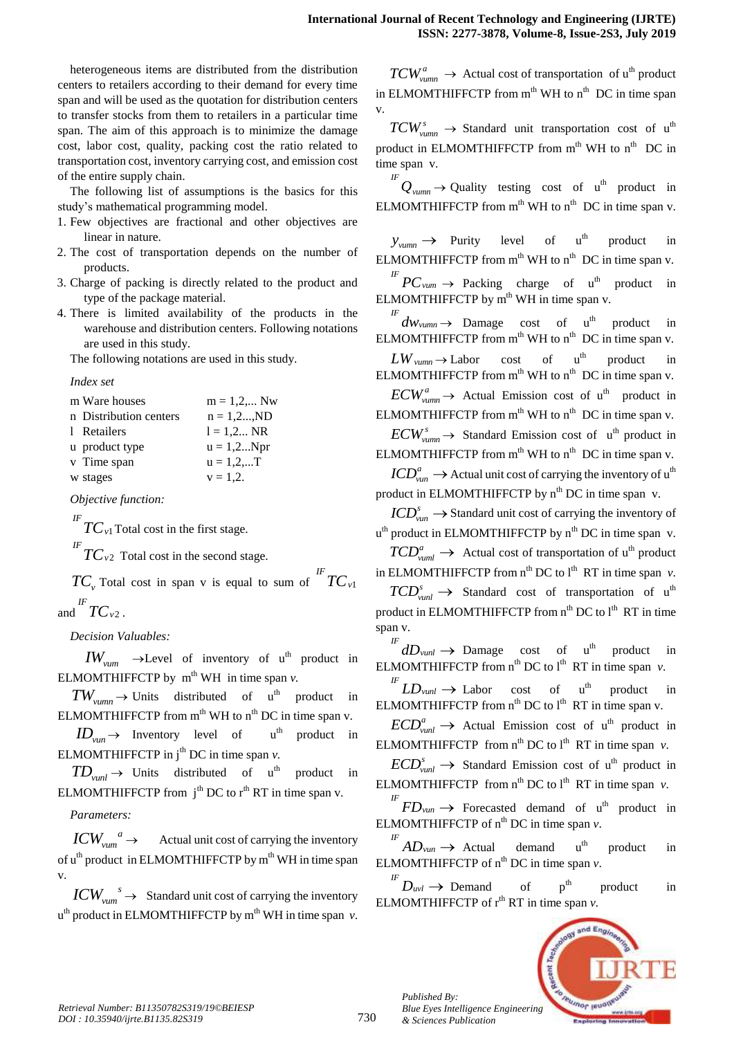heterogeneous items are distributed from the distribution centers to retailers according to their demand for every time span and will be used as the quotation for distribution centers to transfer stocks from them to retailers in a particular time span. The aim of this approach is to minimize the damage cost, labor cost, quality, packing cost the ratio related to transportation cost, inventory carrying cost, and emission cost of the entire supply chain.

The following list of assumptions is the basics for this study's mathematical programming model.

1. Few objectives are fractional and other objectives are linear in nature.
2. The cost of transportation depends on the number of products.
3. Charge of packing is directly related to the product and type of the package material.
4. There is limited availability of the products in the warehouse and distribution centers. Following notations are used in this study.

The following notations are used in this study.

*Index set*

| | |
|---|---|
| m Ware houses | m = 1,2,... Nw |
| n Distribution centers | n = 1,2...,ND |
| l Retailers | l = 1,2... NR |
| u product type | u = 1,2...Npr |
| v Time span | u = 1,2,...T |
| w stages | v = 1,2. |

*Objective function:*

${}^{IF}TC_{v1}$ Total cost in the first stage.

${}^{IF}TC_{v2}$ Total cost in the second stage.

$TC_v$ Total cost in span v is equal to sum of ${}^{IF}TC_{v1}$ and ${}^{IF}TC_{v2}$.

*Decision Valuables:*

$IW_{vum}$ $\rightarrow$ Level of inventory of u[th] product in ELMOMTHIFFCTP by m[th] WH in time span *v*.

$TW_{vumn}$ $\rightarrow$ Units distributed of u[th] product in ELMOMTHIFFCTP from m[th] WH to n[th] DC in time span v.

$ID_{vun}$ $\rightarrow$ Inventory level of u[th] product in ELMOMTHIFFCTP in j[th] DC in time span *v*.

$TD_{vunl}$ $\rightarrow$ Units distributed of u[th] product in ELMOMTHIFFCTP from j[th] DC to r[th] RT in time span v.

*Parameters:*

$ICW_{vum}{}^{a}$ $\rightarrow$ Actual unit cost of carrying the inventory of u[th] product in ELMOMTHIFFCTP by m[th] WH in time span v.

$ICW_{vum}{}^{s}$ $\rightarrow$ Standard unit cost of carrying the inventory u[th] product in ELMOMTHIFFCTP by m[th] WH in time span *v*.

$TCW^{a}_{vumn}$ $\rightarrow$ Actual cost of transportation of u[th] product in ELMOMTHIFFCTP from m[th] WH to n[th] DC in time span v.

$TCW^{s}_{vumn}$ $\rightarrow$ Standard unit transportation cost of u[th] product in ELMOMTHIFFCTP from m[th] WH to n[th] DC in time span v.

${}^{IF}Q_{vumn}$ $\rightarrow$ Quality testing cost of u[th] product in ELMOMTHIFFCTP from m[th] WH to n[th] DC in time span v.

$y_{vumn}$ $\rightarrow$ Purity level of u[th] product in ELMOMTHIFFCTP from m[th] WH to n[th] DC in time span v.

${}^{IF}PC_{vum}$ $\rightarrow$ Packing charge of u[th] product in ELMOMTHIFFCTP by m[th] WH in time span v.

${}^{IF}dw_{vumn}$ $\rightarrow$ Damage cost of u[th] product in ELMOMTHIFFCTP from m[th] WH to n[th] DC in time span v.

$LW_{vumn}$ $\rightarrow$ Labor cost of u[th] product in ELMOMTHIFFCTP from m[th] WH to n[th] DC in time span v.

$ECW^{a}_{vumn}$ $\rightarrow$ Actual Emission cost of u[th] product in ELMOMTHIFFCTP from m[th] WH to n[th] DC in time span v.

$ECW^{s}_{vumn}$ $\rightarrow$ Standard Emission cost of u[th] product in ELMOMTHIFFCTP from m[th] WH to n[th] DC in time span v.

$ICD^{a}_{vun}$ $\rightarrow$ Actual unit cost of carrying the inventory of u[th] product in ELMOMTHIFFCTP by n[th] DC in time span v.

$ICD^{s}_{vun}$ $\rightarrow$ Standard unit cost of carrying the inventory of u[th] product in ELMOMTHIFFCTP by n[th] DC in time span v.

$TCD^{a}_{vuml}$ $\rightarrow$ Actual cost of transportation of u[th] product in ELMOMTHIFFCTP from n[th] DC to l[th] RT in time span *v*.

$TCD^{s}_{vunl}$ $\rightarrow$ Standard cost of transportation of u[th] product in ELMOMTHIFFCTP from n[th] DC to l[th] RT in time span v.

${}^{IF}dD_{vunl}$ $\rightarrow$ Damage cost of u[th] product in ELMOMTHIFFCTP from n[th] DC to l[th] RT in time span *v*.

${}^{IF}LD_{vunl}$ $\rightarrow$ Labor cost of u[th] product in ELMOMTHIFFCTP from n[th] DC to l[th] RT in time span v.

$ECD^{a}_{vunl}$ $\rightarrow$ Actual Emission cost of u[th] product in ELMOMTHIFFCTP from n[th] DC to l[th] RT in time span *v*.

$ECD^{s}_{vunl}$ $\rightarrow$ Standard Emission cost of u[th] product in ELMOMTHIFFCTP from n[th] DC to l[th] RT in time span *v*.

${}^{IF}FD_{vun}$ $\rightarrow$ Forecasted demand of u[th] product in ELMOMTHIFFCTP of n[th] DC in time span *v*.

${}^{IF}AD_{vun}$ $\rightarrow$ Actual demand u[th] product in ELMOMTHIFFCTP of n[th] DC in time span *v*.

${}^{IF}D_{uvl}$ $\rightarrow$ Demand of p[th] product in ELMOMTHIFFCTP of r[th] RT in time span *v*.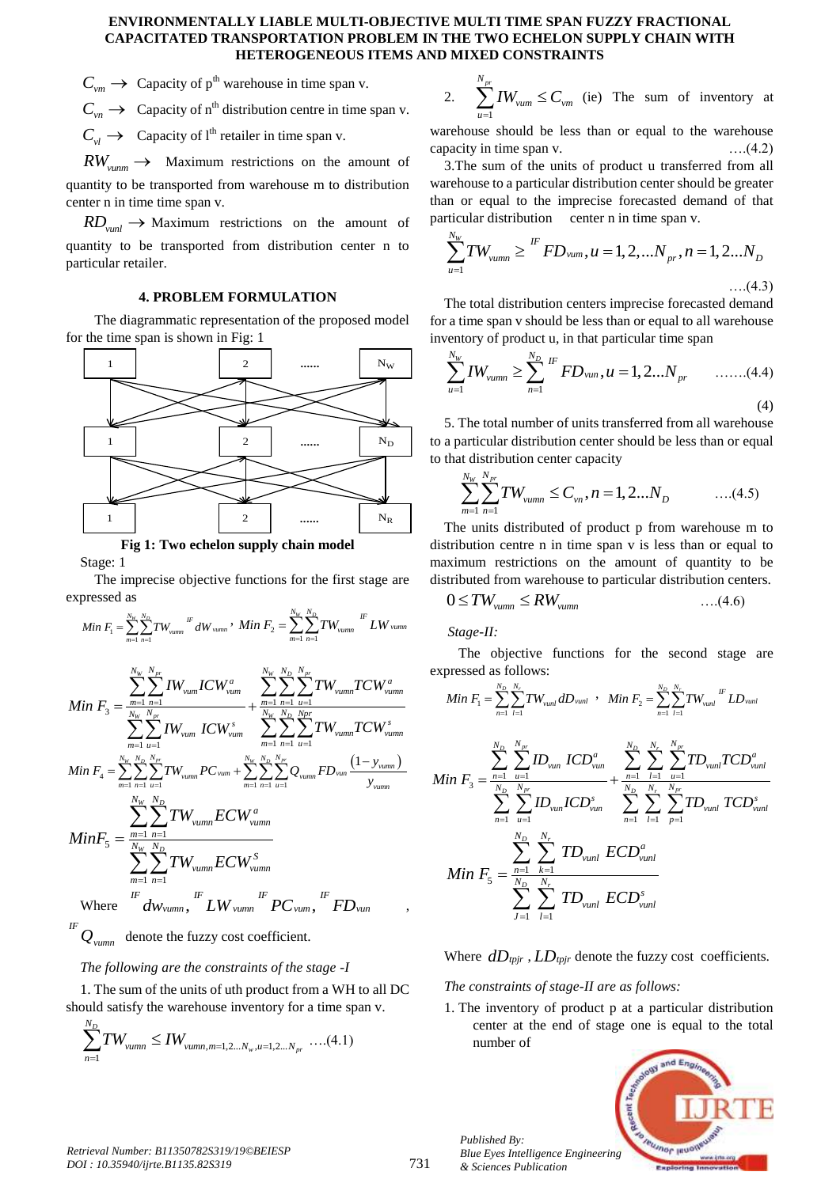$C_{vm} \rightarrow$ Capacity of p[th] warehouse in time span v.

$C_{vn} \rightarrow$ Capacity of n[th] distribution centre in time span v.

$C_{vl} \rightarrow$ Capacity of l[th] retailer in time span v.

$RW_{vunm} \rightarrow$ Maximum restrictions on the amount of quantity to be transported from warehouse m to distribution center n in time time span v.

$RD_{vunl} \rightarrow$ Maximum restrictions on the amount of quantity to be transported from distribution center n to particular retailer.

## 4. PROBLEM FORMULATION

The diagrammatic representation of the proposed model for the time span is shown in Fig: 1

**Fig 1: Two echelon supply chain model**

Stage: 1

The imprecise objective functions for the first stage are expressed as

$$Min\ F_1 = \sum_{m=1}^{N_W}\sum_{n=1}^{N_D} TW_{vumn}\ {}^{IF}dW_{vumn},\quad Min\ F_2 = \sum_{m=1}^{N_W}\sum_{n=1}^{N_D} TW_{vumn}\ {}^{IF}LW_{vumn}$$

$$Min\ F_3 = \frac{\sum_{m=1}^{N_W}\sum_{n=1}^{N_{pr}} IW_{vum} ICW_{vum}^{a}}{\sum_{m=1}^{N_W}\sum_{u=1}^{N_{pr}} IW_{vum}\ ICW_{vum}^{s}} + \frac{\sum_{m=1}^{N_W}\sum_{n=1}^{N_D}\sum_{u=1}^{N_{pr}} TW_{vumn} TCW_{vumn}^{a}}{\sum_{m=1}^{N_W}\sum_{n=1}^{N_D}\sum_{u=1}^{Npr} TW_{vumn} TCW_{vumn}^{s}}$$

$$Min\ F_4 = \sum_{m=1}^{N_W}\sum_{n=1}^{N_D}\sum_{u=1}^{N_{pr}} TW_{vumn} PC_{vum} + \sum_{m=1}^{N_W}\sum_{n=1}^{N_D}\sum_{u=1}^{N_{pr}} Q_{vumn} FD_{vun} \frac{(1-y_{vumn})}{y_{vumn}}$$

$$Min F_5 = \frac{\sum_{m=1}^{N_W}\sum_{n=1}^{N_D} TW_{vumn} ECW_{vumn}^{a}}{\sum_{m=1}^{N_W}\sum_{n=1}^{N_D} TW_{vumn} ECW_{vumn}^{S}}$$

Where ${}^{IF}dw_{vumn}$, ${}^{IF}LW_{vumn}$ ${}^{IF}PC_{vum}$, ${}^{IF}FD_{vun}$, ${}^{IF}Q_{vumn}$ denote the fuzzy cost coefficient.

*The following are the constraints of the stage -I*

1. The sum of the units of uth product from a WH to all DC should satisfy the warehouse inventory for a time span v.

$$\sum_{n=1}^{N_D} TW_{vumn} \le IW_{vumn, m=1,2...N_w, u=1,2...N_{pr}} \quad ....(4.1)$$

2. $\sum_{u=1}^{N_{pr}} IW_{vum} \le C_{vm}$ (ie) The sum of inventory at warehouse should be less than or equal to the warehouse capacity in time span v. ....(4.2)

3.The sum of the units of product u transferred from all warehouse to a particular distribution center should be greater than or equal to the imprecise forecasted demand of that particular distribution center n in time span v.

$$\sum_{u=1}^{N_W} TW_{vumn} \ge {}^{IF}FD_{vum}, u = 1,2,...N_{pr}, n = 1,2...N_D \quad ....(4.3)$$

The total distribution centers imprecise forecasted demand for a time span v should be less than or equal to all warehouse inventory of product u, in that particular time span

$$\sum_{u=1}^{N_W} IW_{vumn} \ge \sum_{n=1}^{N_D} {}^{IF}FD_{vun}, u = 1,2...N_{pr} \quad .......(4.4)$$

(4)

5. The total number of units transferred from all warehouse to a particular distribution center should be less than or equal to that distribution center capacity

$$\sum_{m=1}^{N_W}\sum_{n=1}^{N_{pr}} TW_{vumn} \le C_{vn}, n = 1,2...N_D \quad ....(4.5)$$

The units distributed of product p from warehouse m to distribution centre n in time span v is less than or equal to maximum restrictions on the amount of quantity to be distributed from warehouse to particular distribution centers.

$$0 \le TW_{vumn} \le RW_{vumn} \quad ....(4.6)$$

*Stage-II:*

The objective functions for the second stage are expressed as follows:

$$Min\ F_1 = \sum_{n=1}^{N_D}\sum_{l=1}^{N_r} TW_{vunl} dD_{vunl},\quad Min\ F_2 = \sum_{n=1}^{N_D}\sum_{l=1}^{N_r} TW_{vunl}\ {}^{IF}LD_{vunl}$$

$$Min\ F_3 = \frac{\sum_{n=1}^{N_D}\sum_{u=1}^{N_{pr}} ID_{vun}\ ICD_{vun}^{a}}{\sum_{n=1}^{N_D}\sum_{u=1}^{N_{pr}} ID_{vun} ICD_{vun}^{s}} + \frac{\sum_{n=1}^{N_D}\sum_{l=1}^{N_r}\sum_{u=1}^{N_{pr}} TD_{vunl} TCD_{vunl}^{a}}{\sum_{n=1}^{N_D}\sum_{l=1}^{N_r}\sum_{p=1}^{N_{pr}} TD_{vunl}\ TCD_{vunl}^{s}}$$

$$Min\ F_5 = \frac{\sum_{n=1}^{N_D}\sum_{k=1}^{N_r} TD_{vunl}\ ECD_{vunl}^{a}}{\sum_{J=1}^{N_D}\sum_{l=1}^{N_r} TD_{vunl}\ ECD_{vunl}^{s}}$$

Where $dD_{tpjr}$, $LD_{tpjr}$ denote the fuzzy cost coefficients.

*The constraints of stage-II are as follows:*

1. The inventory of product p at a particular distribution center at the end of stage one is equal to the total number of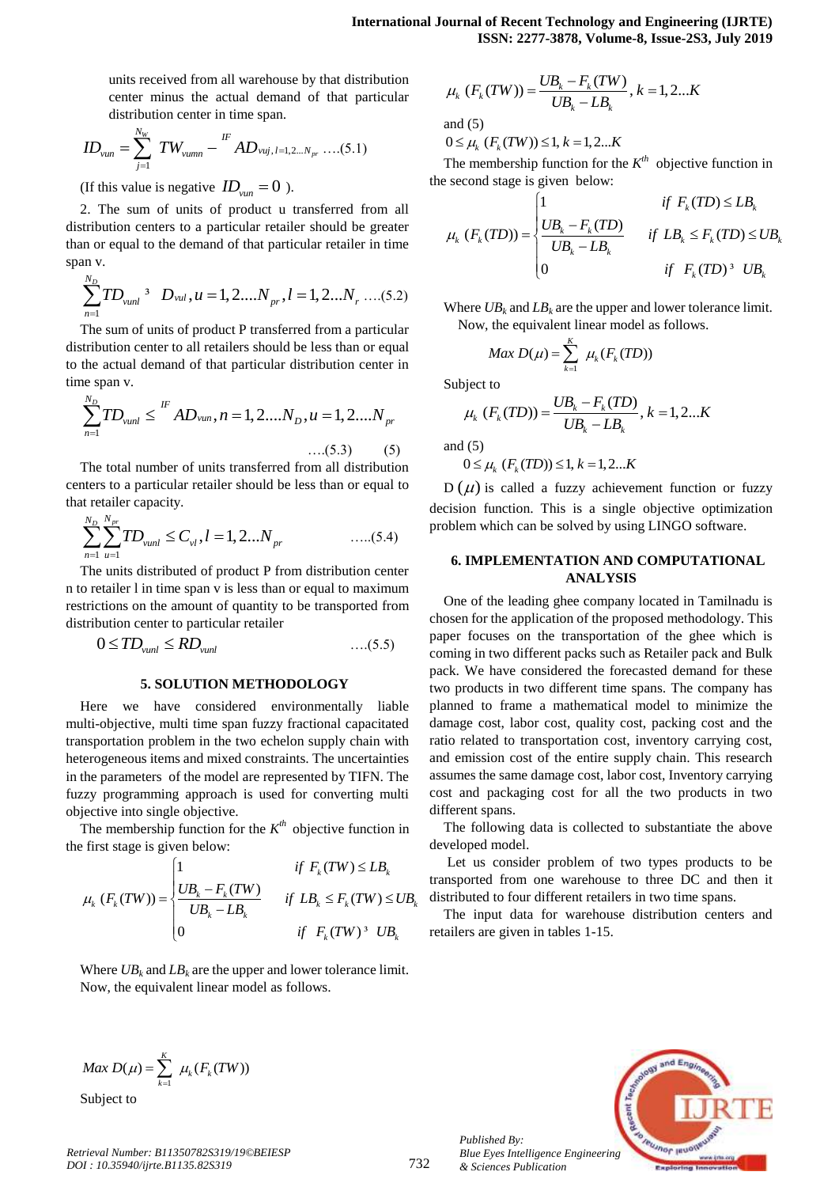units received from all warehouse by that distribution center minus the actual demand of that particular distribution center in time span.

$$ID_{vun} = \sum_{j=1}^{N_W} TW_{vumn} - {}^{IF}AD_{vuj,\, l=1,2...N_{pr}} \quad ....(5.1)$$

(If this value is negative $ID_{vun} = 0$ ).

2. The sum of units of product u transferred from all distribution centers to a particular retailer should be greater than or equal to the demand of that particular retailer in time span v.

$$\sum_{n=1}^{N_D} TD_{vunl} \geq D_{vul}, u = 1,2....N_{pr}, l = 1,2...N_r \quad ....(5.2)$$

The sum of units of product P transferred from a particular distribution center to all retailers should be less than or equal to the actual demand of that particular distribution center in time span v.

$$\sum_{n=1}^{N_D} TD_{vunl} \leq {}^{IF}AD_{vun}, n = 1,2....N_D, u = 1,2....N_{pr} \quad ....(5.3) \qquad (5)$$

The total number of units transferred from all distribution centers to a particular retailer should be less than or equal to that retailer capacity.

$$\sum_{n=1}^{N_D}\sum_{u=1}^{N_{pr}} TD_{vunl} \leq C_{vl}, l = 1,2...N_{pr} \quad .....(5.4)$$

The units distributed of product P from distribution center n to retailer l in time span v is less than or equal to maximum restrictions on the amount of quantity to be transported from distribution center to particular retailer

$$0 \leq TD_{vunl} \leq RD_{vunl} \quad ....(5.5)$$

## 5. SOLUTION METHODOLOGY

Here we have considered environmentally liable multi-objective, multi time span fuzzy fractional capacitated transportation problem in the two echelon supply chain with heterogeneous items and mixed constraints. The uncertainties in the parameters of the model are represented by TIFN. The fuzzy programming approach is used for converting multi objective into single objective.

The membership function for the $K^{th}$ objective function in the first stage is given below:

$$\mu_k(F_k(TW)) = \begin{cases} 1 & \text{if } F_k(TW) \leq LB_k \\ \dfrac{UB_k - F_k(TW)}{UB_k - LB_k} & \text{if } LB_k \leq F_k(TW) \leq UB_k \\ 0 & \text{if } F_k(TW) \geq UB_k \end{cases}$$

Where $UB_k$ and $LB_k$ are the upper and lower tolerance limit. Now, the equivalent linear model as follows.

$$Max\ D(\mu) = \sum_{k=1}^{K} \mu_k(F_k(TW))$$

Subject to

$$\mu_k(F_k(TW)) = \frac{UB_k - F_k(TW)}{UB_k - LB_k}, k = 1,2...K$$

and (5)

$$0 \leq \mu_k(F_k(TW)) \leq 1, k = 1,2...K$$

The membership function for the $K^{th}$ objective function in the second stage is given below:

$$\mu_k(F_k(TD)) = \begin{cases} 1 & \text{if } F_k(TD) \leq LB_k \\ \dfrac{UB_k - F_k(TD)}{UB_k - LB_k} & \text{if } LB_k \leq F_k(TD) \leq UB_k \\ 0 & \text{if } F_k(TD) \geq UB_k \end{cases}$$

Where $UB_k$ and $LB_k$ are the upper and lower tolerance limit. Now, the equivalent linear model as follows.

$$Max\ D(\mu) = \sum_{k=1}^{K} \mu_k(F_k(TD))$$

Subject to

$$\mu_k(F_k(TD)) = \frac{UB_k - F_k(TD)}{UB_k - LB_k}, k = 1,2...K$$

and (5)

$$0 \leq \mu_k(F_k(TD)) \leq 1, k = 1,2...K$$

$D(\mu)$ is called a fuzzy achievement function or fuzzy decision function. This is a single objective optimization problem which can be solved by using LINGO software.

## 6. IMPLEMENTATION AND COMPUTATIONAL ANALYSIS

One of the leading ghee company located in Tamilnadu is chosen for the application of the proposed methodology. This paper focuses on the transportation of the ghee which is coming in two different packs such as Retailer pack and Bulk pack. We have considered the forecasted demand for these two products in two different time spans. The company has planned to frame a mathematical model to minimize the damage cost, labor cost, quality cost, packing cost and the ratio related to transportation cost, inventory carrying cost, and emission cost of the entire supply chain. This research assumes the same damage cost, labor cost, Inventory carrying cost and packaging cost for all the two products in two different spans.

The following data is collected to substantiate the above developed model.

Let us consider problem of two types products to be transported from one warehouse to three DC and then it distributed to four different retailers in two time spans.

The input data for warehouse distribution centers and retailers are given in tables 1-15.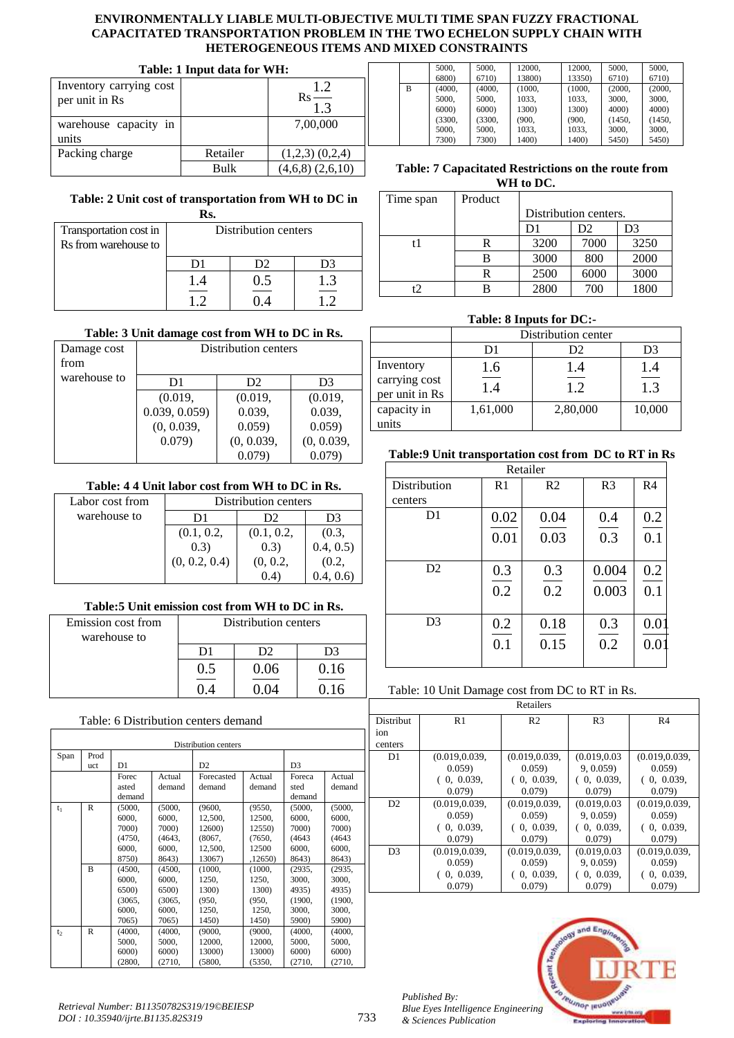# ENVIRONMENTALLY LIABLE MULTI-OBJECTIVE MULTI TIME SPAN FUZZY FRACTIONAL CAPACITATED TRANSPORTATION PROBLEM IN THE TWO ECHELON SUPPLY CHAIN WITH HETEROGENEOUS ITEMS AND MIXED CONSTRAINTS

**Table: 1 Input data for WH:**

| | | |
|---|---|---|
| Inventory carrying cost per unit in Rs | | Rs $\frac{1.2}{1.3}$ |
| warehouse capacity in units | | 7,00,000 |
| Packing charge | Retailer | (1,2,3) (0,2,4) |
| | Bulk | (4,6,8) (2,6,10) |

**Table: 2 Unit cost of transportation from WH to DC in Rs.**

| Transportation cost in Rs from warehouse to | Distribution centers | | |
|---|---|---|---|
| | D1 | D2 | D3 |
| | $\frac{1.4}{1.2}$ | $\frac{0.5}{0.4}$ | $\frac{1.3}{1.2}$ |

**Table: 3 Unit damage cost from WH to DC in Rs.**

| Damage cost from warehouse to | Distribution centers | | |
|---|---|---|---|
| | D1 | D2 | D3 |
| | (0.019, 0.039, 0.059) (0, 0.039, 0.079) | (0.019, 0.039, 0.059) (0, 0.039, 0.079) | (0.019, 0.039, 0.059) (0, 0.039, 0.079) |

**Table: 4 4 Unit labor cost from WH to DC in Rs.**

| Labor cost from warehouse to | Distribution centers | | |
|---|---|---|---|
| | D1 | D2 | D3 |
| | (0.1, 0.2, 0.3) (0, 0.2, 0.4) | (0.1, 0.2, 0.3) (0, 0.2, 0.4) | (0.3, 0.4, 0.5) (0.2, 0.4, 0.6) |

**Table:5 Unit emission cost from WH to DC in Rs.**

| Emission cost from warehouse to | Distribution centers | | |
|---|---|---|---|
| | D1 | D2 | D3 |
| | $\frac{0.5}{0.4}$ | $\frac{0.06}{0.04}$ | $\frac{0.16}{0.16}$ |

Table: 6 Distribution centers demand

| Span | Product | Distribution centers | | | | | |
|---|---|---|---|---|---|---|---|
| | | D1 | | D2 | | D3 | |
| | | Forecasted demand | Actual demand | Forecasted demand | Actual demand | Forecasted demand | Actual demand |
| $t_1$ | R | (5000, 6000, 7000) (4750, 6000, 8750) | (5000, 6000, 7000) (4643, 6000, 8643) | (9600, 12,500, 12600) (8067, 12,500, 13067) | (9550, 12500, 12550) (7650, 12500 ,12650) | (5000, 6000, 7000) (4643 6000, 8643) | (5000, 6000, 7000) (4643 6000, 8643) |
| | B | (4500, 6000, 6500) (3065, 6000, 7065) | (4500, 6000, 6500) (3065, 6000, 7065) | (1000, 1250, 1300) (950, 1250, 1450) | (1000, 1250, 1300) (950, 1250, 1450) | (2935, 3000, 4935) (1900, 3000, 5900) | (2935, 3000, 4935) (1900, 3000, 5900) |
| $t_2$ | R | (4000, 5000, 6000) (2800, 5000, 6800) | (4000, 5000, 6000) (2710, 5000, 6710) | (9000, 12000, 13000) (5800, 12000, 13800) | (9000, 12000, 13000) (5350, 12000, 13350) | (4000, 5000, 6000) (2710, 5000, 6710) | (4000, 5000, 6000) (2710, 5000, 6710) |
| | B | (4000, 5000, 6000) (3300, 5000, 7300) | (4000, 5000, 6000) (3300, 5000, 7300) | (1000, 1033, 1300) (900, 1033, 1400) | (1000, 1033, 1300) (900, 1033, 1400) | (2000, 3000, 4000) (1450, 3000, 5450) | (2000, 3000, 4000) (1450, 3000, 5450) |

**Table: 7 Capacitated Restrictions on the route from WH to DC.**

| Time span | Product | Distribution centers. | | |
|---|---|---|---|---|
| | | D1 | D2 | D3 |
| t1 | R | 3200 | 7000 | 3250 |
| | B | 3000 | 800 | 2000 |
| | R | 2500 | 6000 | 3000 |
| t2 | B | 2800 | 700 | 1800 |

**Table: 8 Inputs for DC:-**

| | Distribution center | | |
|---|---|---|---|
| | D1 | D2 | D3 |
| Inventory carrying cost per unit in Rs | $\frac{1.6}{1.4}$ | $\frac{1.4}{1.2}$ | $\frac{1.4}{1.3}$ |
| capacity in units | 1,61,000 | 2,80,000 | 10,000 |

**Table:9 Unit transportation cost from DC to RT in Rs**

| Distribution centers | Retailer | | | |
|---|---|---|---|---|
| | R1 | R2 | R3 | R4 |
| D1 | $\frac{0.02}{0.01}$ | $\frac{0.04}{0.03}$ | $\frac{0.4}{0.3}$ | $\frac{0.2}{0.1}$ |
| D2 | $\frac{0.3}{0.2}$ | $\frac{0.3}{0.2}$ | $\frac{0.004}{0.003}$ | $\frac{0.2}{0.1}$ |
| D3 | $\frac{0.2}{0.1}$ | $\frac{0.18}{0.15}$ | $\frac{0.3}{0.2}$ | $\frac{0.01}{0.01}$ |

Table: 10 Unit Damage cost from DC to RT in Rs.

| Distribution centers | Retailers | | | |
|---|---|---|---|---|
| | R1 | R2 | R3 | R4 |
| D1 | (0.019,0.039, 0.059) ( 0, 0.039, 0.079) | (0.019,0.039, 0.059) ( 0, 0.039, 0.079) | (0.019,0.039, 0.059) ( 0, 0.039, 0.079) | (0.019,0.039, 0.059) ( 0, 0.039, 0.079) |
| D2 | (0.019,0.039, 0.059) ( 0, 0.039, 0.079) | (0.019,0.039, 0.059) ( 0, 0.039, 0.079) | (0.019,0.039, 0.059) ( 0, 0.039, 0.079) | (0.019,0.039, 0.059) ( 0, 0.039, 0.079) |
| D3 | (0.019,0.039, 0.059) ( 0, 0.039, 0.079) | (0.019,0.039, 0.059) ( 0, 0.039, 0.079) | (0.019,0.039, 0.059) ( 0, 0.039, 0.079) | (0.019,0.039, 0.059) ( 0, 0.039, 0.079) |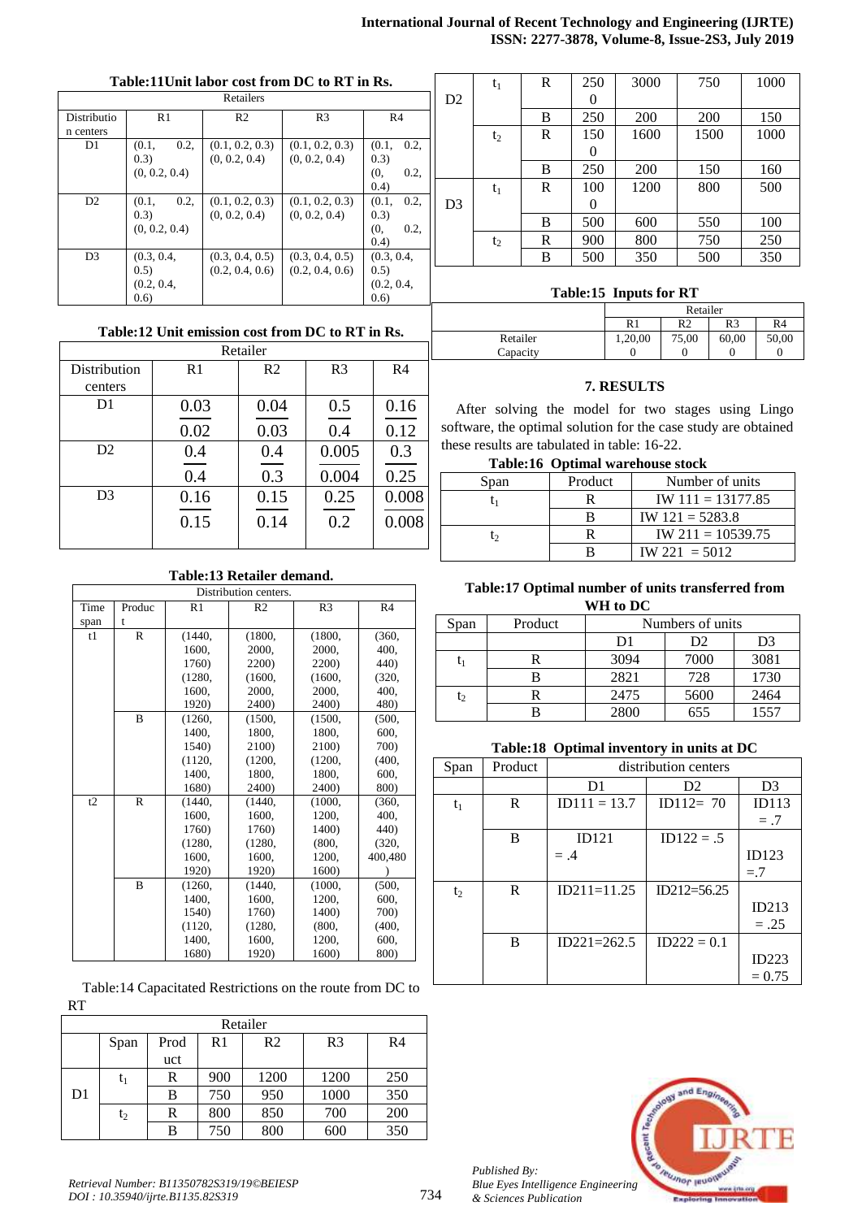**Table:11 Unit labor cost from DC to RT in Rs.**

| Distribution centers | R1 | R2 | R3 | R4 |
|---|---|---|---|---|
| | Retailers | | | |
| D1 | (0.1, 0.2, 0.3) (0, 0.2, 0.4) | (0.1, 0.2, 0.3) (0, 0.2, 0.4) | (0.1, 0.2, 0.3) (0, 0.2, 0.4) | (0.1, 0.2, 0.3) (0, 0.2, 0.4) |
| D2 | (0.1, 0.2, 0.3) (0, 0.2, 0.4) | (0.1, 0.2, 0.3) (0, 0.2, 0.4) | (0.1, 0.2, 0.3) (0, 0.2, 0.4) | (0.1, 0.2, 0.3) (0, 0.2, 0.4) |
| D3 | (0.3, 0.4, 0.5) (0.2, 0.4, 0.6) | (0.3, 0.4, 0.5) (0.2, 0.4, 0.6) | (0.3, 0.4, 0.5) (0.2, 0.4, 0.6) | (0.3, 0.4, 0.5) (0.2, 0.4, 0.6) |

**Table:12 Unit emission cost from DC to RT in Rs.**

| Distribution centers | R1 | R2 | R3 | R4 |
|---|---|---|---|---|
| | Retailer | | | |
| D1 | $\frac{0.03}{0.02}$ | $\frac{0.04}{0.03}$ | $\frac{0.5}{0.4}$ | $\frac{0.16}{0.12}$ |
| D2 | $\frac{0.4}{0.4}$ | $\frac{0.4}{0.3}$ | $\frac{0.005}{0.004}$ | $\frac{0.3}{0.25}$ |
| D3 | $\frac{0.16}{0.15}$ | $\frac{0.15}{0.14}$ | $\frac{0.25}{0.2}$ | $\frac{0.008}{0.008}$ |

**Table:13 Retailer demand.**

| Time span | Product | R1 | R2 | R3 | R4 |
|---|---|---|---|---|---|
| | | Distribution centers. | | | |
| t1 | R | (1440, 1600, 1760) (1280, 1600, 1920) | (1800, 2000, 2200) (1600, 2000, 2400) | (1800, 2000, 2200) (1600, 2000, 2400) | (360, 400, 440) (320, 400, 480) |
| | B | (1260, 1400, 1540) (1120, 1400, 1680) | (1500, 1800, 2100) (1200, 1800, 2400) | (1500, 1800, 2100) (1200, 1800, 2400) | (500, 600, 700) (400, 600, 800) |
| t2 | R | (1440, 1600, 1760) (1280, 1600, 1920) | (1440, 1600, 1760) (1280, 1600, 1920) | (1000, 1200, 1400) (800, 1200, 1600) | (360, 400, 440) (320, 400,480) |
| | B | (1260, 1400, 1540) (1120, 1400, 1680) | (1440, 1600, 1760) (1280, 1600, 1920) | (1000, 1200, 1400) (800, 1200, 1600) | (500, 600, 700) (400, 600, 800) |

Table:14 Capacitated Restrictions on the route from DC to RT

| | Span | Product | R1 | R2 | R3 | R4 |
|---|---|---|---|---|---|---|
| | | | Retailer | | | |
| D1 | $t_1$ | R | 900 | 1200 | 1200 | 250 |
| | | B | 750 | 950 | 1000 | 350 |
| | $t_2$ | R | 800 | 850 | 700 | 200 |
| | | B | 750 | 800 | 600 | 350 |
| D2 | $t_1$ | R | 2500 | 3000 | 750 | 1000 |
| | | B | 250 | 200 | 200 | 150 |
| | $t_2$ | R | 1500 | 1600 | 1500 | 1000 |
| | | B | 250 | 200 | 150 | 160 |
| D3 | $t_1$ | R | 1000 | 1200 | 800 | 500 |
| | | B | 500 | 600 | 550 | 100 |
| | $t_2$ | R | 900 | 800 | 750 | 250 |
| | | B | 500 | 350 | 500 | 350 |

**Table:15 Inputs for RT**

| | R1 | R2 | R3 | R4 |
|---|---|---|---|---|
| | Retailer | | | |
| Retailer Capacity | 1,20,000 | 75,000 | 60,000 | 50,000 |

## 7. RESULTS

After solving the model for two stages using Lingo software, the optimal solution for the case study are obtained these results are tabulated in table: 16-22.

**Table:16 Optimal warehouse stock**

| Span | Product | Number of units |
|---|---|---|
| $t_1$ | R | IW 111 = 13177.85 |
| | B | IW 121 = 5283.8 |
| $t_2$ | R | IW 211 = 10539.75 |
| | B | IW 221 = 5012 |

**Table:17 Optimal number of units transferred from WH to DC**

| Span | Product | D1 | D2 | D3 |
|---|---|---|---|---|
| | | Numbers of units | | |
| $t_1$ | R | 3094 | 7000 | 3081 |
| | B | 2821 | 728 | 1730 |
| $t_2$ | R | 2475 | 5600 | 2464 |
| | B | 2800 | 655 | 1557 |

**Table:18 Optimal inventory in units at DC**

| Span | Product | D1 | D2 | D3 |
|---|---|---|---|---|
| | | distribution centers | | |
| $t_1$ | R | ID111 = 13.7 | ID112= 70 | ID113 = .7 |
| | B | ID121 = .4 | ID122 = .5 | ID123 =.7 |
| $t_2$ | R | ID211=11.25 | ID212=56.25 | ID213 = .25 |
| | B | ID221=262.5 | ID222 = 0.1 | ID223 = 0.75 |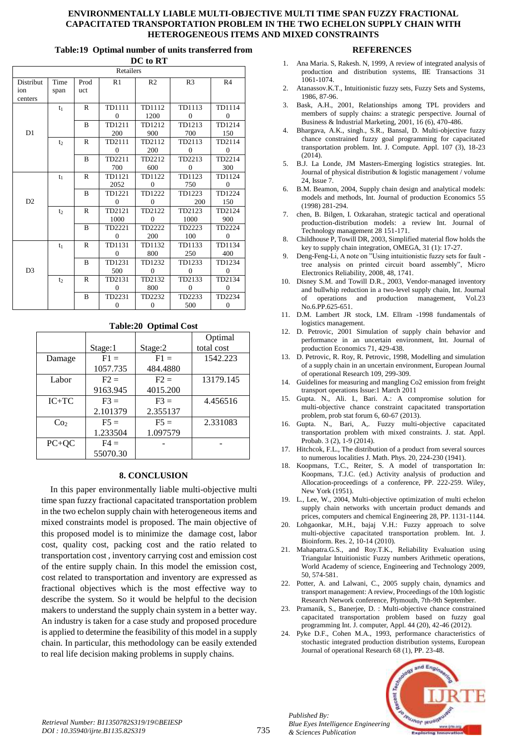**Table:19 Optimal number of units transferred from DC to RT**

| Distribution centers | Time span | Product | Retailers R1 | R2 | R3 | R4 |
|---|---|---|---|---|---|---|
| D1 | $t_1$ | R | TD1111 0 | TD1112 1200 | TD1113 0 | TD1114 0 |
| | | B | TD1211 200 | TD1212 900 | TD1213 700 | TD1214 150 |
| | $t_2$ | R | TD2111 0 | TD2112 200 | TD2113 0 | TD2114 0 |
| | | B | TD2211 700 | TD2212 600 | TD2213 0 | TD2214 300 |
| D2 | $t_1$ | R | TD1121 2052 | TD1122 0 | TD1123 750 | TD1124 0 |
| | | B | TD1221 0 | TD1222 0 | TD1223 200 | TD1224 150 |
| | $t_2$ | R | TD2121 1000 | TD2122 0 | TD2123 1000 | TD2124 900 |
| | | B | TD2221 0 | TD2222 200 | TD2223 100 | TD2224 0 |
| D3 | $t_1$ | R | TD1131 0 | TD1132 800 | TD1133 250 | TD1134 400 |
| | | B | TD1231 500 | TD1232 0 | TD1233 0 | TD1234 0 |
| | $t_2$ | R | TD2131 0 | TD2132 800 | TD2133 0 | TD2134 0 |
| | | B | TD2231 0 | TD2232 0 | TD2233 500 | TD2234 0 |

**Table:20 Optimal Cost**

| | Stage:1 | Stage:2 | Optimal total cost |
|---|---|---|---|
| Damage | F1 = 1057.735 | F1 = 484.4880 | 1542.223 |
| Labor | F2 = 9163.945 | F2 = 4015.200 | 13179.145 |
| IC+TC | F3 = 2.101379 | F3 = 2.355137 | 4.456516 |
| $Co_2$ | F5 = 1.233504 | F5 = 1.097579 | 2.331083 |
| PC+QC | F4 = 55070.30 | - | - |

## 8. CONCLUSION

In this paper environmentally liable multi-objective multi time span fuzzy fractional capacitated transportation problem in the two echelon supply chain with heterogeneous items and mixed constraints model is proposed. The main objective of this proposed model is to minimize the damage cost, labor cost, quality cost, packing cost and the ratio related to transportation cost , inventory carrying cost and emission cost of the entire supply chain. In this model the emission cost, cost related to transportation and inventory are expressed as fractional objectives which is the most effective way to describe the system. So it would be helpful to the decision makers to understand the supply chain system in a better way. An industry is taken for a case study and proposed procedure is applied to determine the feasibility of this model in a supply chain. In particular, this methodology can be easily extended to real life decision making problems in supply chains.

## REFERENCES

1. Ana Maria. S, Rakesh. N, 1999, A review of integrated analysis of production and distribution systems, IIE Transactions 31 1061-1074.
2. Atanassov.K.T., Intuitionistic fuzzy sets, Fuzzy Sets and Systems, 1986, 87-96.
3. Bask, A.H., 2001, Relationships among TPL providers and members of supply chains: a strategic perspective. Journal of Business & Industrial Marketing, 2001, 16 (6), 470-486.
4. Bhargava, A.K., singh., S.R., Bansal, D. Multi-objective fuzzy chance constrained fuzzy goal programming for capacitated transportation problem. Int. J. Compute. Appl. 107 (3), 18-23 (2014).
5. B.J. La Londe, JM Masters-Emerging logistics strategies. Int. Journal of physical distribution & logistic management / volume 24, Issue 7.
6. B.M. Beamon, 2004, Supply chain design and analytical models: models and methods, Int. Journal of production Economics 55 (1998) 281-294.
7. chen, B. Bilgen, I. Ozkarahan, strategic tactical and operational production-distribution models: a review Int. Journal of Technology management 28 151-171.
8. Childhouse P, Towill DR, 2003, Simplified material flow holds the key to supply chain integration, OMEGA, 31 (1): 17-27.
9. Deng-Feng-Li, A note on "Using intuitionistic fuzzy sets for fault - tree analysis on printed circuit board assembly", Micro Electronics Reliability, 2008, 48, 1741.
10. Disney S.M. and Towill D.R., 2003, Vendor-managed inventory and bullwhip reduction in a two-level supply chain, Int. Journal of operations and production management, Vol.23 No.6.PP.625-651.
11. D.M. Lambert JR stock, LM. Ellram -1998 fundamentals of logistics management.
12. D. Petrovic, 2001 Simulation of supply chain behavior and performance in an uncertain environment, Int. Journal of production Economics 71, 429-438.
13. D. Petrovic, R. Roy, R. Petrovic, 1998, Modelling and simulation of a supply chain in an uncertain environment, European Journal of operational Research 109, 299-309.
14. Guidelines for measuring and mangling Co2 emission from freight transport operations Issue:1 March 2011
15. Gupta. N., Ali. I., Bari. A.: A compromise solution for multi-objective chance constraint capacitated transportation problem, prob stat forum 6, 60-67 (2013).
16. Gupta. N., Bari, A,. Fuzzy multi-objective capacitated transportation problem with mixed constraints. J. stat. Appl. Probab. 3 (2), 1-9 (2014).
17. Hitchcok, F.L., The distribution of a product from several sources to numerous localities J. Math. Phys. 20, 224-230 (1941).
18. Koopmans, T.C., Reiter, S. A model of transportation In: Koopmans, T.J.C. (ed.) Activity analysis of production and Allocation-proceedings of a conference, PP. 222-259. Wiley, New York (1951).
19. L., Lee, W., 2004, Multi-objective optimization of multi echelon supply chain networks with uncertain product demands and prices, computers and chemical Engineering 28, PP. 1131-1144.
20. Lohgaonkar, M.H., bajaj V.H.: Fuzzy approach to solve multi-objective capacitated transportation problem. Int. J. Bioinform. Res. 2, 10-14 (2010).
21. Mahapatra.G.S., and Roy.T.K., Reliability Evaluation using Triangular Intuitionistic Fuzzy numbers Arithmetic operations, World Academy of science, Engineering and Technology 2009, 50, 574-581.
22. Potter, A. and Lalwani, C., 2005 supply chain, dynamics and transport management: A review, Proceedings of the 10th logistic Research Network conference, Plymouth, 7th-9th September.
23. Pramanik, S., Banerjee, D. : Multi-objective chance constrained capacitated transportation problem based on fuzzy goal programming Int. J. computer, Appl. 44 (20), 42-46 (2012).
24. Pyke D.F., Cohen M.A., 1993, performance characteristics of stochastic integrated production distribution systems, European Journal of operational Research 68 (1), PP. 23-48.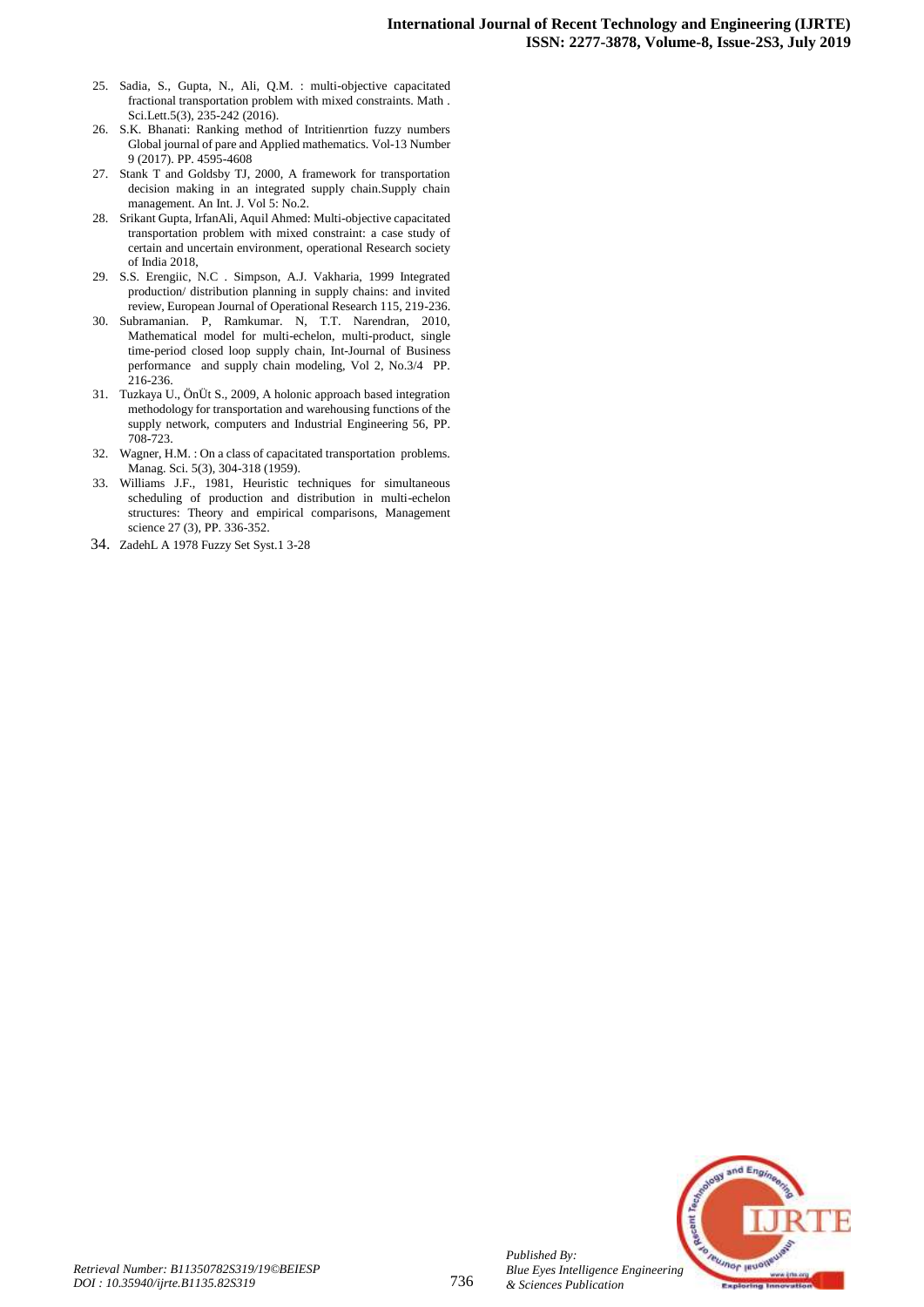25. Sadia, S., Gupta, N., Ali, Q.M. : multi-objective capacitated fractional transportation problem with mixed constraints. Math . Sci.Lett.5(3), 235-242 (2016).
26. S.K. Bhanati: Ranking method of Intritienrtion fuzzy numbers Global journal of pare and Applied mathematics. Vol-13 Number 9 (2017). PP. 4595-4608
27. Stank T and Goldsby TJ, 2000, A framework for transportation decision making in an integrated supply chain.Supply chain management. An Int. J. Vol 5: No.2.
28. Srikant Gupta, IrfanAli, Aquil Ahmed: Multi-objective capacitated transportation problem with mixed constraint: a case study of certain and uncertain environment, operational Research society of India 2018,
29. S.S. Erengiic, N.C . Simpson, A.J. Vakharia, 1999 Integrated production/ distribution planning in supply chains: and invited review, European Journal of Operational Research 115, 219-236.
30. Subramanian. P, Ramkumar. N, T.T. Narendran, 2010, Mathematical model for multi-echelon, multi-product, single time-period closed loop supply chain, Int-Journal of Business performance and supply chain modeling, Vol 2, No.3/4 PP. 216-236.
31. Tuzkaya U., ÖnÜt S., 2009, A holonic approach based integration methodology for transportation and warehousing functions of the supply network, computers and Industrial Engineering 56, PP. 708-723.
32. Wagner, H.M. : On a class of capacitated transportation problems. Manag. Sci. 5(3), 304-318 (1959).
33. Williams J.F., 1981, Heuristic techniques for simultaneous scheduling of production and distribution in multi-echelon structures: Theory and empirical comparisons, Management science 27 (3), PP. 336-352.
34. ZadehL A 1978 Fuzzy Set Syst.1 3-28